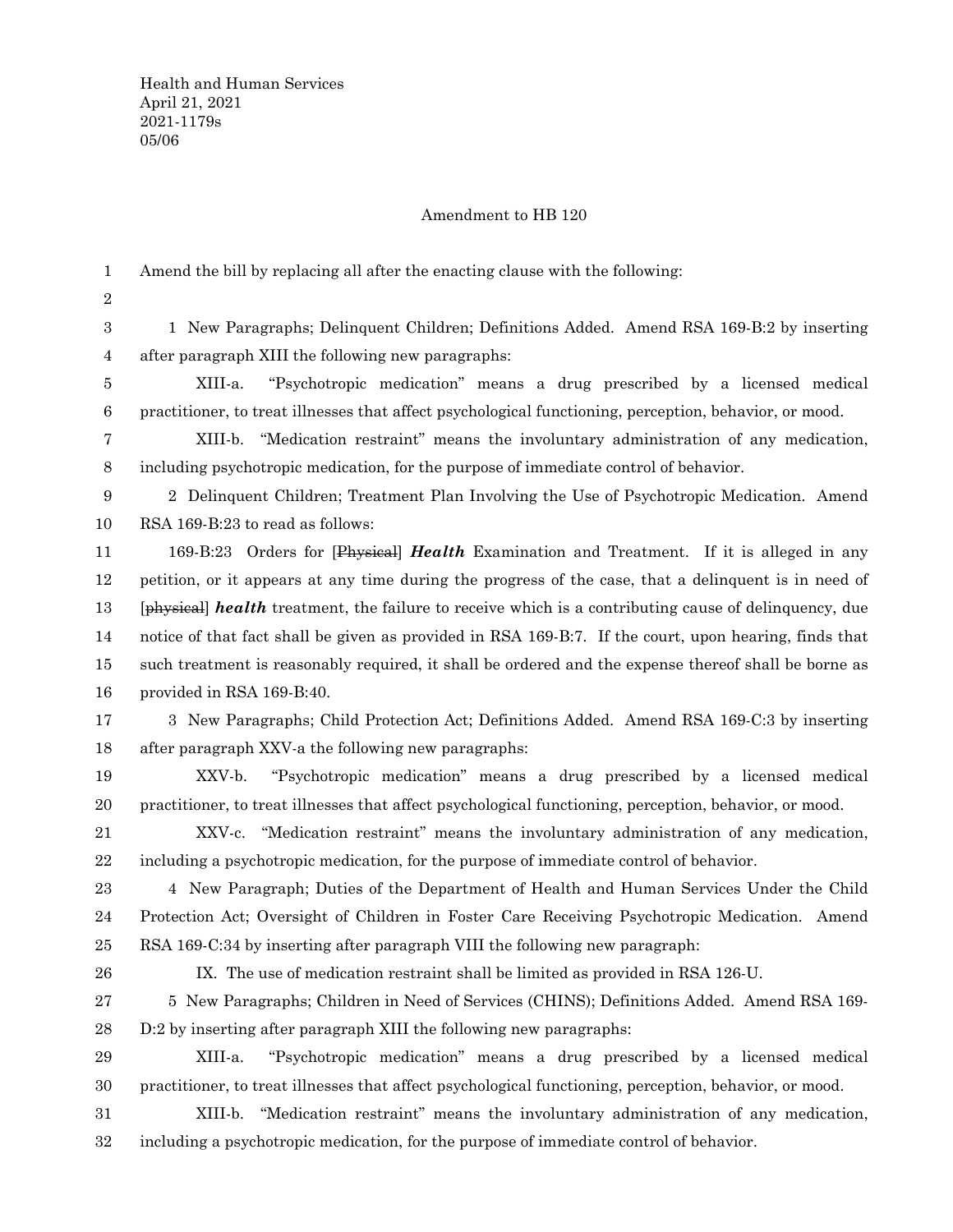Health and Human Services
April 21, 2021
2021-1179s
05/06

Amendment to HB 120

Amend the bill by replacing all after the enacting clause with the following:

1 New Paragraphs; Delinquent Children; Definitions Added. Amend RSA 169-B:2 by inserting after paragraph XIII the following new paragraphs:

XIII-a. "Psychotropic medication" means a drug prescribed by a licensed medical practitioner, to treat illnesses that affect psychological functioning, perception, behavior, or mood.

XIII-b. "Medication restraint" means the involuntary administration of any medication, including psychotropic medication, for the purpose of immediate control of behavior.

2 Delinquent Children; Treatment Plan Involving the Use of Psychotropic Medication. Amend RSA 169-B:23 to read as follows:

169-B:23 Orders for [~~Physical~~] ***Health*** Examination and Treatment. If it is alleged in any petition, or it appears at any time during the progress of the case, that a delinquent is in need of [~~physical~~] ***health*** treatment, the failure to receive which is a contributing cause of delinquency, due notice of that fact shall be given as provided in RSA 169-B:7. If the court, upon hearing, finds that such treatment is reasonably required, it shall be ordered and the expense thereof shall be borne as provided in RSA 169-B:40.

3 New Paragraphs; Child Protection Act; Definitions Added. Amend RSA 169-C:3 by inserting after paragraph XXV-a the following new paragraphs:

XXV-b. "Psychotropic medication" means a drug prescribed by a licensed medical practitioner, to treat illnesses that affect psychological functioning, perception, behavior, or mood.

XXV-c. "Medication restraint" means the involuntary administration of any medication, including a psychotropic medication, for the purpose of immediate control of behavior.

4 New Paragraph; Duties of the Department of Health and Human Services Under the Child Protection Act; Oversight of Children in Foster Care Receiving Psychotropic Medication. Amend RSA 169-C:34 by inserting after paragraph VIII the following new paragraph:

IX. The use of medication restraint shall be limited as provided in RSA 126-U.

5 New Paragraphs; Children in Need of Services (CHINS); Definitions Added. Amend RSA 169-D:2 by inserting after paragraph XIII the following new paragraphs:

XIII-a. "Psychotropic medication" means a drug prescribed by a licensed medical practitioner, to treat illnesses that affect psychological functioning, perception, behavior, or mood.

XIII-b. "Medication restraint" means the involuntary administration of any medication, including a psychotropic medication, for the purpose of immediate control of behavior.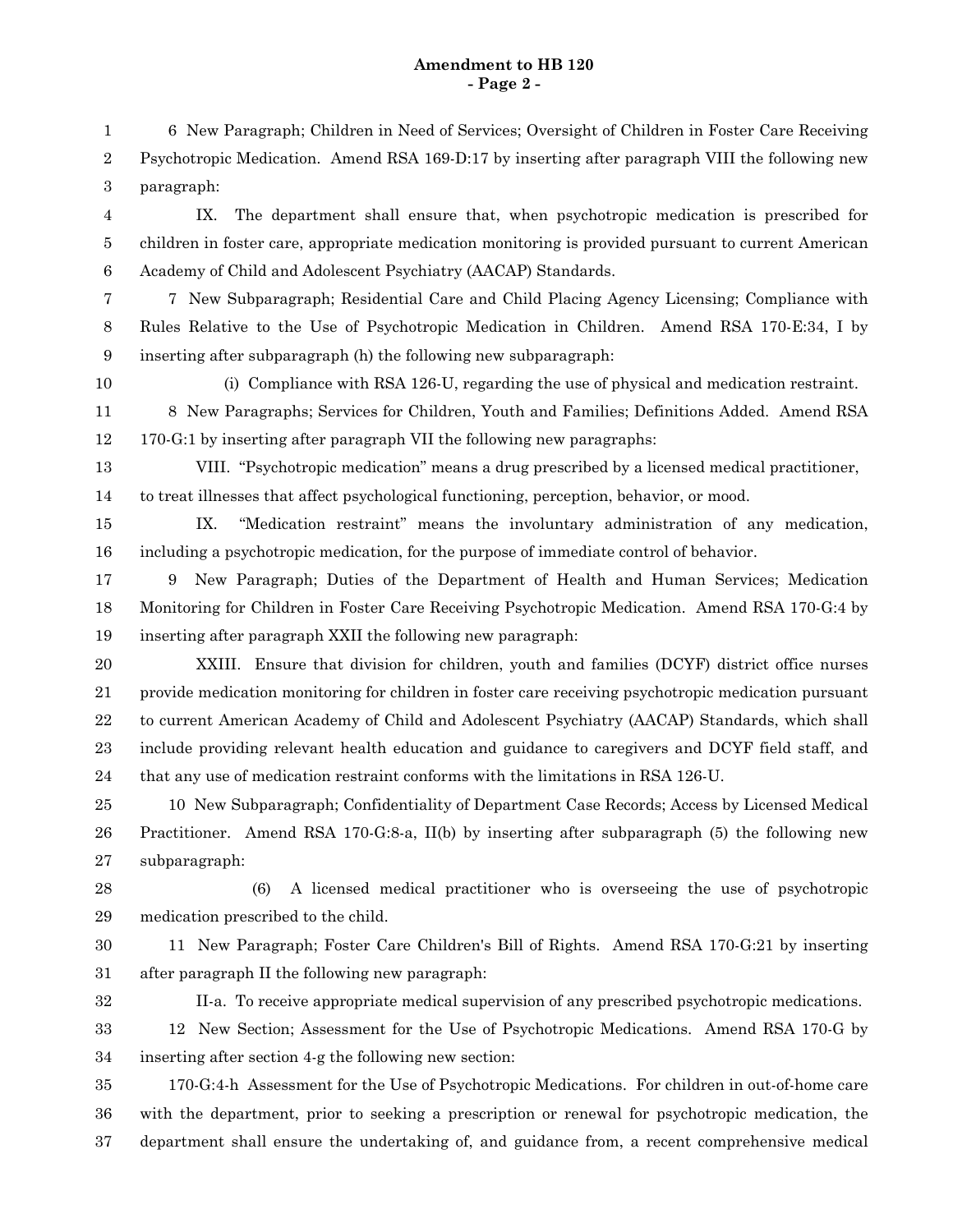6 New Paragraph; Children in Need of Services; Oversight of Children in Foster Care Receiving Psychotropic Medication. Amend RSA 169-D:17 by inserting after paragraph VIII the following new paragraph:

IX. The department shall ensure that, when psychotropic medication is prescribed for children in foster care, appropriate medication monitoring is provided pursuant to current American Academy of Child and Adolescent Psychiatry (AACAP) Standards.

7 New Subparagraph; Residential Care and Child Placing Agency Licensing; Compliance with Rules Relative to the Use of Psychotropic Medication in Children. Amend RSA 170-E:34, I by inserting after subparagraph (h) the following new subparagraph:

(i) Compliance with RSA 126-U, regarding the use of physical and medication restraint.

8 New Paragraphs; Services for Children, Youth and Families; Definitions Added. Amend RSA 170-G:1 by inserting after paragraph VII the following new paragraphs:

VIII. "Psychotropic medication" means a drug prescribed by a licensed medical practitioner, to treat illnesses that affect psychological functioning, perception, behavior, or mood.

IX. "Medication restraint" means the involuntary administration of any medication, including a psychotropic medication, for the purpose of immediate control of behavior.

9 New Paragraph; Duties of the Department of Health and Human Services; Medication Monitoring for Children in Foster Care Receiving Psychotropic Medication. Amend RSA 170-G:4 by inserting after paragraph XXII the following new paragraph:

XXIII. Ensure that division for children, youth and families (DCYF) district office nurses provide medication monitoring for children in foster care receiving psychotropic medication pursuant to current American Academy of Child and Adolescent Psychiatry (AACAP) Standards, which shall include providing relevant health education and guidance to caregivers and DCYF field staff, and that any use of medication restraint conforms with the limitations in RSA 126-U.

10 New Subparagraph; Confidentiality of Department Case Records; Access by Licensed Medical Practitioner. Amend RSA 170-G:8-a, II(b) by inserting after subparagraph (5) the following new subparagraph:

(6) A licensed medical practitioner who is overseeing the use of psychotropic medication prescribed to the child.

11 New Paragraph; Foster Care Children's Bill of Rights. Amend RSA 170-G:21 by inserting after paragraph II the following new paragraph:

II-a. To receive appropriate medical supervision of any prescribed psychotropic medications.

12 New Section; Assessment for the Use of Psychotropic Medications. Amend RSA 170-G by inserting after section 4-g the following new section:

170-G:4-h Assessment for the Use of Psychotropic Medications. For children in out-of-home care with the department, prior to seeking a prescription or renewal for psychotropic medication, the department shall ensure the undertaking of, and guidance from, a recent comprehensive medical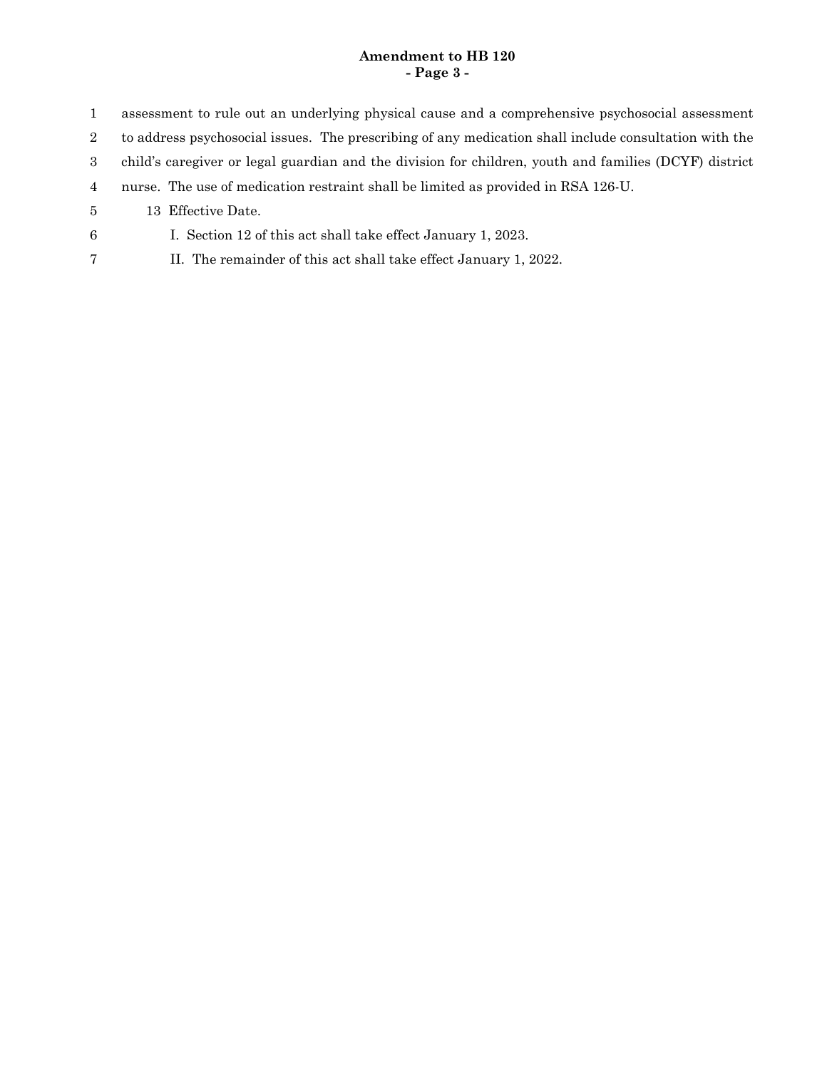assessment to rule out an underlying physical cause and a comprehensive psychosocial assessment to address psychosocial issues. The prescribing of any medication shall include consultation with the child's caregiver or legal guardian and the division for children, youth and families (DCYF) district nurse. The use of medication restraint shall be limited as provided in RSA 126-U.

13 Effective Date.

I. Section 12 of this act shall take effect January 1, 2023.

II. The remainder of this act shall take effect January 1, 2022.